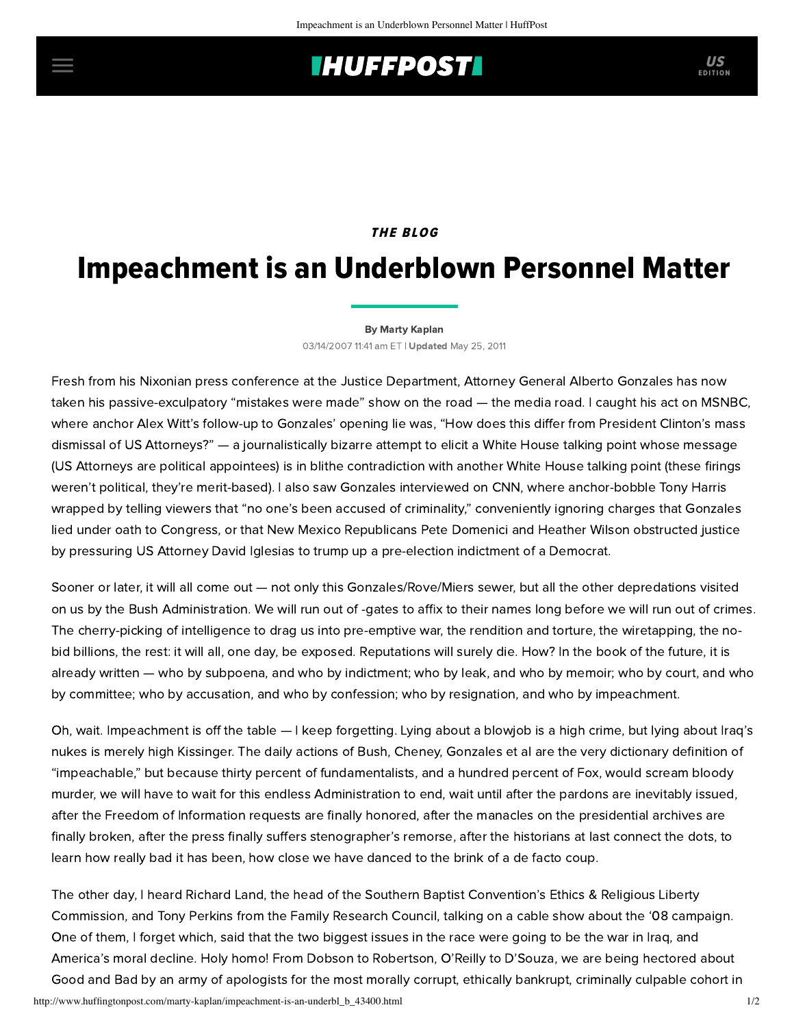*THE BLOG*

# Impeachment is an Underblown Personnel Matter

By Marty Kaplan

03/14/2007 11:41 am ET | **Updated** May 25, 2011

Fresh from his Nixonian press conference at the Justice Department, Attorney General Alberto Gonzales has now taken his passive-exculpatory "mistakes were made" show on the road — the media road. I caught his act on MSNBC, where anchor Alex Witt's follow-up to Gonzales' opening lie was, "How does this differ from President Clinton's mass dismissal of US Attorneys?" — a journalistically bizarre attempt to elicit a White House talking point whose message (US Attorneys are political appointees) is in blithe contradiction with another White House talking point (these firings weren't political, they're merit-based). I also saw Gonzales interviewed on CNN, where anchor-bobble Tony Harris wrapped by telling viewers that "no one's been accused of criminality," conveniently ignoring charges that Gonzales lied under oath to Congress, or that New Mexico Republicans Pete Domenici and Heather Wilson obstructed justice by pressuring US Attorney David Iglesias to trump up a pre-election indictment of a Democrat.

Sooner or later, it will all come out — not only this Gonzales/Rove/Miers sewer, but all the other depredations visited on us by the Bush Administration. We will run out of -gates to affix to their names long before we will run out of crimes. The cherry-picking of intelligence to drag us into pre-emptive war, the rendition and torture, the wiretapping, the no-bid billions, the rest: it will all, one day, be exposed. Reputations will surely die. How? In the book of the future, it is already written — who by subpoena, and who by indictment; who by leak, and who by memoir; who by court, and who by committee; who by accusation, and who by confession; who by resignation, and who by impeachment.

Oh, wait. Impeachment is off the table — I keep forgetting. Lying about a blowjob is a high crime, but lying about Iraq's nukes is merely high Kissinger. The daily actions of Bush, Cheney, Gonzales et al are the very dictionary definition of "impeachable," but because thirty percent of fundamentalists, and a hundred percent of Fox, would scream bloody murder, we will have to wait for this endless Administration to end, wait until after the pardons are inevitably issued, after the Freedom of Information requests are finally honored, after the manacles on the presidential archives are finally broken, after the press finally suffers stenographer's remorse, after the historians at last connect the dots, to learn how really bad it has been, how close we have danced to the brink of a de facto coup.

The other day, I heard Richard Land, the head of the Southern Baptist Convention's Ethics & Religious Liberty Commission, and Tony Perkins from the Family Research Council, talking on a cable show about the '08 campaign. One of them, I forget which, said that the two biggest issues in the race were going to be the war in Iraq, and America's moral decline. Holy homo! From Dobson to Robertson, O'Reilly to D'Souza, we are being hectored about Good and Bad by an army of apologists for the most morally corrupt, ethically bankrupt, criminally culpable cohort in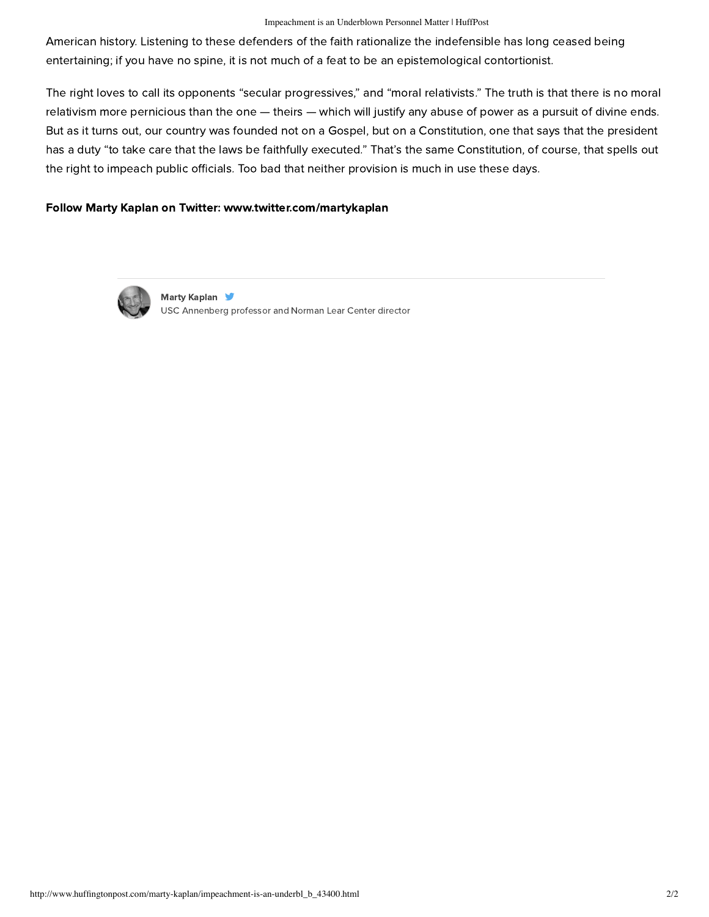American history. Listening to these defenders of the faith rationalize the indefensible has long ceased being entertaining; if you have no spine, it is not much of a feat to be an epistemological contortionist.

The right loves to call its opponents "secular progressives," and "moral relativists." The truth is that there is no moral relativism more pernicious than the one — theirs — which will justify any abuse of power as a pursuit of divine ends. But as it turns out, our country was founded not on a Gospel, but on a Constitution, one that says that the president has a duty "to take care that the laws be faithfully executed." That's the same Constitution, of course, that spells out the right to impeach public officials. Too bad that neither provision is much in use these days.

**Follow Marty Kaplan on Twitter: www.twitter.com/martykaplan**

**Marty Kaplan**

USC Annenberg professor and Norman Lear Center director